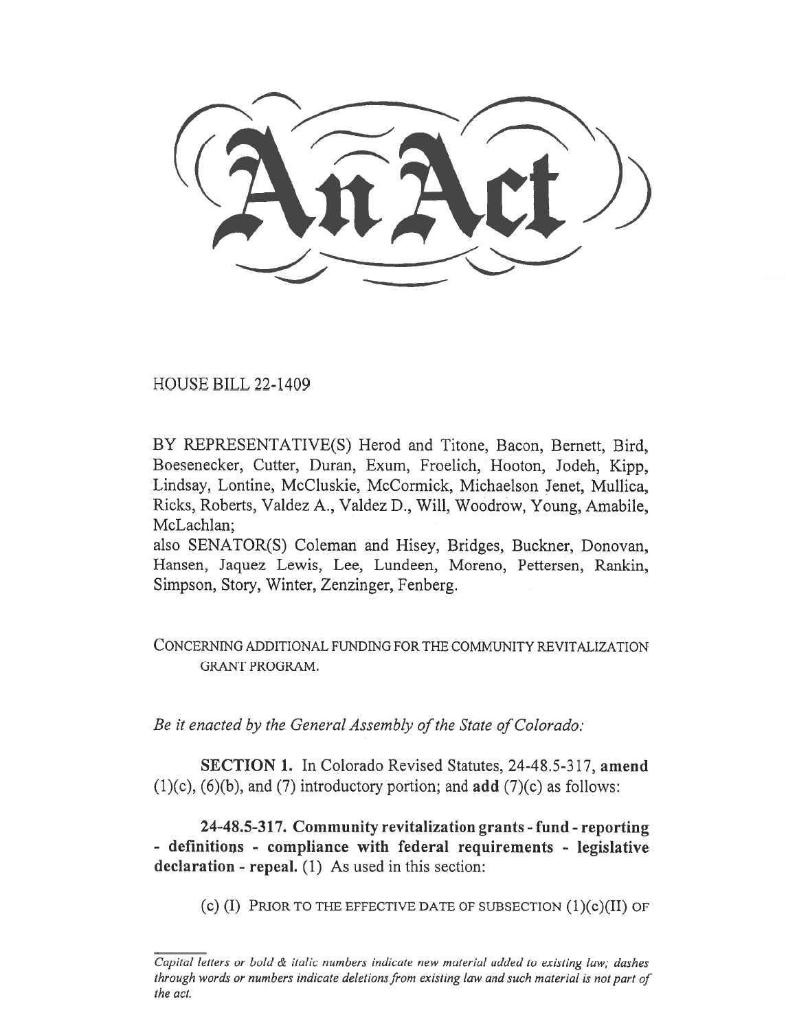# An Act

HOUSE BILL 22-1409

BY REPRESENTATIVE(S) Herod and Titone, Bacon, Bernett, Bird, Boesenecker, Cutter, Duran, Exum, Froelich, Hooton, Jodeh, Kipp, Lindsay, Lontine, McCluskie, McCormick, Michaelson Jenet, Mullica, Ricks, Roberts, Valdez A., Valdez D., Will, Woodrow, Young, Amabile, McLachlan;

also SENATOR(S) Coleman and Hisey, Bridges, Buckner, Donovan, Hansen, Jaquez Lewis, Lee, Lundeen, Moreno, Pettersen, Rankin, Simpson, Story, Winter, Zenzinger, Fenberg.

CONCERNING ADDITIONAL FUNDING FOR THE COMMUNITY REVITALIZATION GRANT PROGRAM.

*Be it enacted by the General Assembly of the State of Colorado:*

**SECTION 1.** In Colorado Revised Statutes, 24-48.5-317, **amend** (1)(c), (6)(b), and (7) introductory portion; and **add** (7)(c) as follows:

**24-48.5-317. Community revitalization grants - fund - reporting - definitions - compliance with federal requirements - legislative declaration - repeal.** (1) As used in this section:

(c) (I) PRIOR TO THE EFFECTIVE DATE OF SUBSECTION (1)(c)(II) OF

*Capital letters or bold & italic numbers indicate new material added to existing law; dashes through words or numbers indicate deletions from existing law and such material is not part of the act.*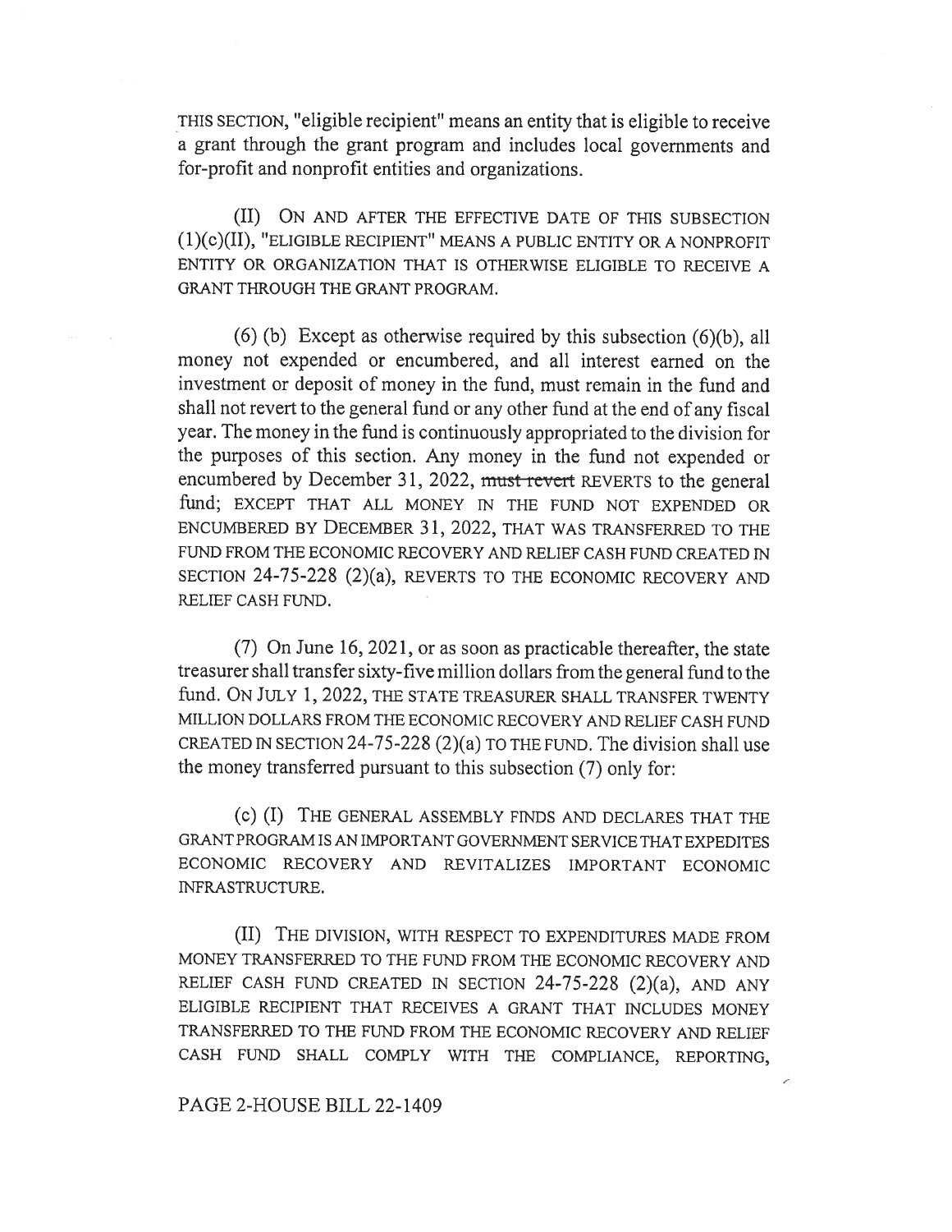THIS SECTION, "eligible recipient" means an entity that is eligible to receive a grant through the grant program and includes local governments and for-profit and nonprofit entities and organizations.

(II) ON AND AFTER THE EFFECTIVE DATE OF THIS SUBSECTION (1)(c)(II), "ELIGIBLE RECIPIENT" MEANS A PUBLIC ENTITY OR A NONPROFIT ENTITY OR ORGANIZATION THAT IS OTHERWISE ELIGIBLE TO RECEIVE A GRANT THROUGH THE GRANT PROGRAM.

(6) (b) Except as otherwise required by this subsection (6)(b), all money not expended or encumbered, and all interest earned on the investment or deposit of money in the fund, must remain in the fund and shall not revert to the general fund or any other fund at the end of any fiscal year. The money in the fund is continuously appropriated to the division for the purposes of this section. Any money in the fund not expended or encumbered by December 31, 2022, ~~must revert~~ REVERTS to the general fund; EXCEPT THAT ALL MONEY IN THE FUND NOT EXPENDED OR ENCUMBERED BY DECEMBER 31, 2022, THAT WAS TRANSFERRED TO THE FUND FROM THE ECONOMIC RECOVERY AND RELIEF CASH FUND CREATED IN SECTION 24-75-228 (2)(a), REVERTS TO THE ECONOMIC RECOVERY AND RELIEF CASH FUND.

(7) On June 16, 2021, or as soon as practicable thereafter, the state treasurer shall transfer sixty-five million dollars from the general fund to the fund. ON JULY 1, 2022, THE STATE TREASURER SHALL TRANSFER TWENTY MILLION DOLLARS FROM THE ECONOMIC RECOVERY AND RELIEF CASH FUND CREATED IN SECTION 24-75-228 (2)(a) TO THE FUND. The division shall use the money transferred pursuant to this subsection (7) only for:

(c) (I) THE GENERAL ASSEMBLY FINDS AND DECLARES THAT THE GRANT PROGRAM IS AN IMPORTANT GOVERNMENT SERVICE THAT EXPEDITES ECONOMIC RECOVERY AND REVITALIZES IMPORTANT ECONOMIC INFRASTRUCTURE.

(II) THE DIVISION, WITH RESPECT TO EXPENDITURES MADE FROM MONEY TRANSFERRED TO THE FUND FROM THE ECONOMIC RECOVERY AND RELIEF CASH FUND CREATED IN SECTION 24-75-228 (2)(a), AND ANY ELIGIBLE RECIPIENT THAT RECEIVES A GRANT THAT INCLUDES MONEY TRANSFERRED TO THE FUND FROM THE ECONOMIC RECOVERY AND RELIEF CASH FUND SHALL COMPLY WITH THE COMPLIANCE, REPORTING,

PAGE 2-HOUSE BILL 22-1409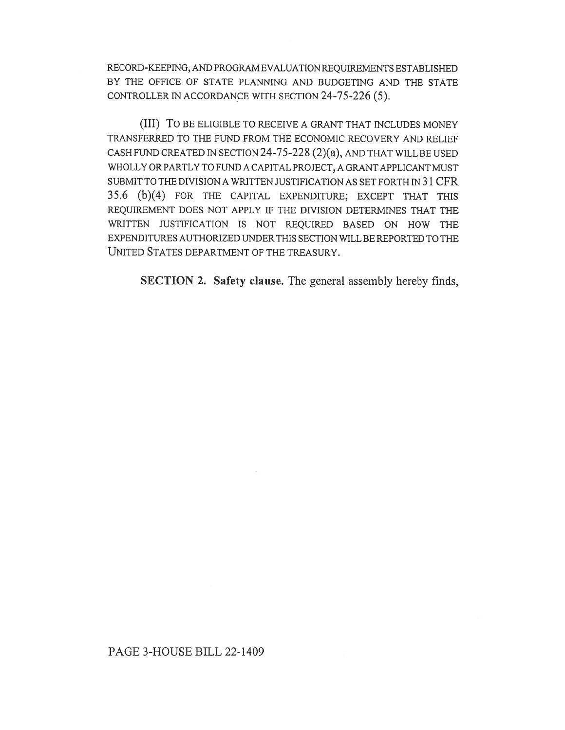RECORD-KEEPING, AND PROGRAM EVALUATION REQUIREMENTS ESTABLISHED BY THE OFFICE OF STATE PLANNING AND BUDGETING AND THE STATE CONTROLLER IN ACCORDANCE WITH SECTION 24-75-226 (5).

(III) TO BE ELIGIBLE TO RECEIVE A GRANT THAT INCLUDES MONEY TRANSFERRED TO THE FUND FROM THE ECONOMIC RECOVERY AND RELIEF CASH FUND CREATED IN SECTION 24-75-228 (2)(a), AND THAT WILL BE USED WHOLLY OR PARTLY TO FUND A CAPITAL PROJECT, A GRANT APPLICANT MUST SUBMIT TO THE DIVISION A WRITTEN JUSTIFICATION AS SET FORTH IN 31 CFR 35.6 (b)(4) FOR THE CAPITAL EXPENDITURE; EXCEPT THAT THIS REQUIREMENT DOES NOT APPLY IF THE DIVISION DETERMINES THAT THE WRITTEN JUSTIFICATION IS NOT REQUIRED BASED ON HOW THE EXPENDITURES AUTHORIZED UNDER THIS SECTION WILL BE REPORTED TO THE UNITED STATES DEPARTMENT OF THE TREASURY.

**SECTION 2. Safety clause.** The general assembly hereby finds,

PAGE 3-HOUSE BILL 22-1409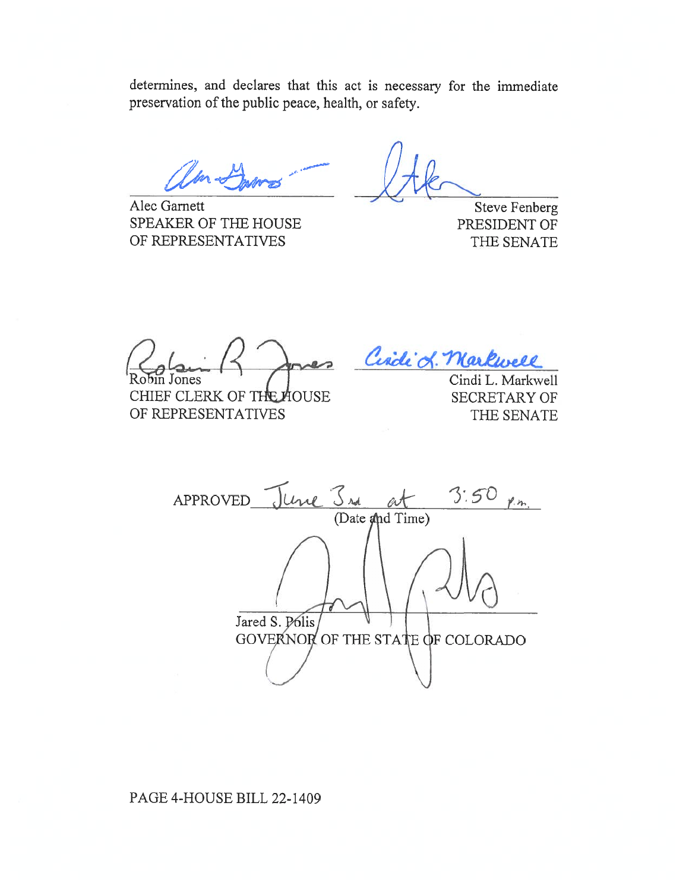determines, and declares that this act is necessary for the immediate preservation of the public peace, health, or safety.

Alec Garnett
SPEAKER OF THE HOUSE
OF REPRESENTATIVES

Steve Fenberg
PRESIDENT OF
THE SENATE

Robin Jones
CHIEF CLERK OF THE HOUSE
OF REPRESENTATIVES

Cindi L. Markwell
SECRETARY OF
THE SENATE

APPROVED June 3rd at 3:50 p.m.
(Date and Time)

Jared S. Polis
GOVERNOR OF THE STATE OF COLORADO

PAGE 4-HOUSE BILL 22-1409